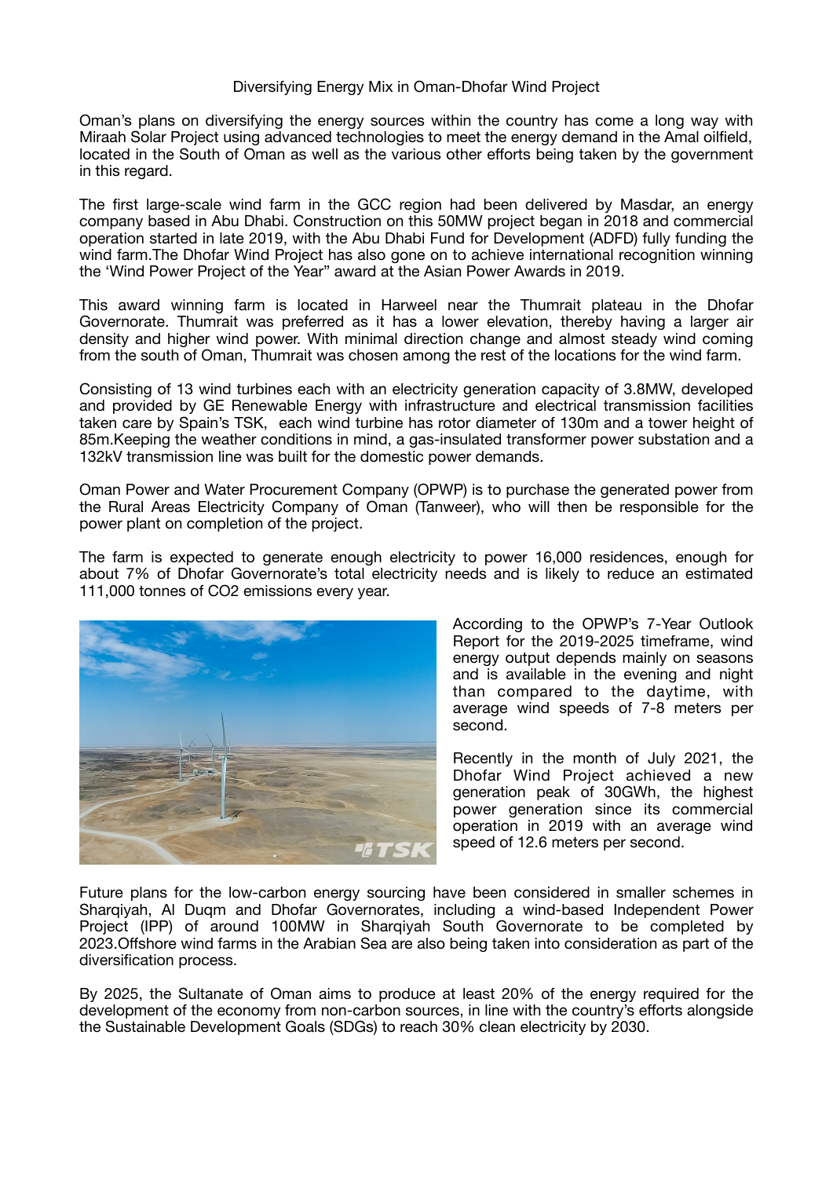# Diversifying Energy Mix in Oman-Dhofar Wind Project

Oman's plans on diversifying the energy sources within the country has come a long way with Miraah Solar Project using advanced technologies to meet the energy demand in the Amal oilfield, located in the South of Oman as well as the various other efforts being taken by the government in this regard.

The first large-scale wind farm in the GCC region had been delivered by Masdar, an energy company based in Abu Dhabi. Construction on this 50MW project began in 2018 and commercial operation started in late 2019, with the Abu Dhabi Fund for Development (ADFD) fully funding the wind farm.The Dhofar Wind Project has also gone on to achieve international recognition winning the 'Wind Power Project of the Year" award at the Asian Power Awards in 2019.

This award winning farm is located in Harweel near the Thumrait plateau in the Dhofar Governorate. Thumrait was preferred as it has a lower elevation, thereby having a larger air density and higher wind power. With minimal direction change and almost steady wind coming from the south of Oman, Thumrait was chosen among the rest of the locations for the wind farm.

Consisting of 13 wind turbines each with an electricity generation capacity of 3.8MW, developed and provided by GE Renewable Energy with infrastructure and electrical transmission facilities taken care by Spain's TSK, each wind turbine has rotor diameter of 130m and a tower height of 85m.Keeping the weather conditions in mind, a gas-insulated transformer power substation and a 132kV transmission line was built for the domestic power demands.

Oman Power and Water Procurement Company (OPWP) is to purchase the generated power from the Rural Areas Electricity Company of Oman (Tanweer), who will then be responsible for the power plant on completion of the project.

The farm is expected to generate enough electricity to power 16,000 residences, enough for about 7% of Dhofar Governorate's total electricity needs and is likely to reduce an estimated 111,000 tonnes of $CO_2$ emissions every year.

According to the OPWP's 7-Year Outlook Report for the 2019-2025 timeframe, wind energy output depends mainly on seasons and is available in the evening and night than compared to the daytime, with average wind speeds of 7-8 meters per second.

Recently in the month of July 2021, the Dhofar Wind Project achieved a new generation peak of 30GWh, the highest power generation since its commercial operation in 2019 with an average wind speed of 12.6 meters per second.

Future plans for the low-carbon energy sourcing have been considered in smaller schemes in Sharqiyah, Al Duqm and Dhofar Governorates, including a wind-based Independent Power Project (IPP) of around 100MW in Sharqiyah South Governorate to be completed by 2023.Offshore wind farms in the Arabian Sea are also being taken into consideration as part of the diversification process.

By 2025, the Sultanate of Oman aims to produce at least 20% of the energy required for the development of the economy from non-carbon sources, in line with the country's efforts alongside the Sustainable Development Goals (SDGs) to reach 30% clean electricity by 2030.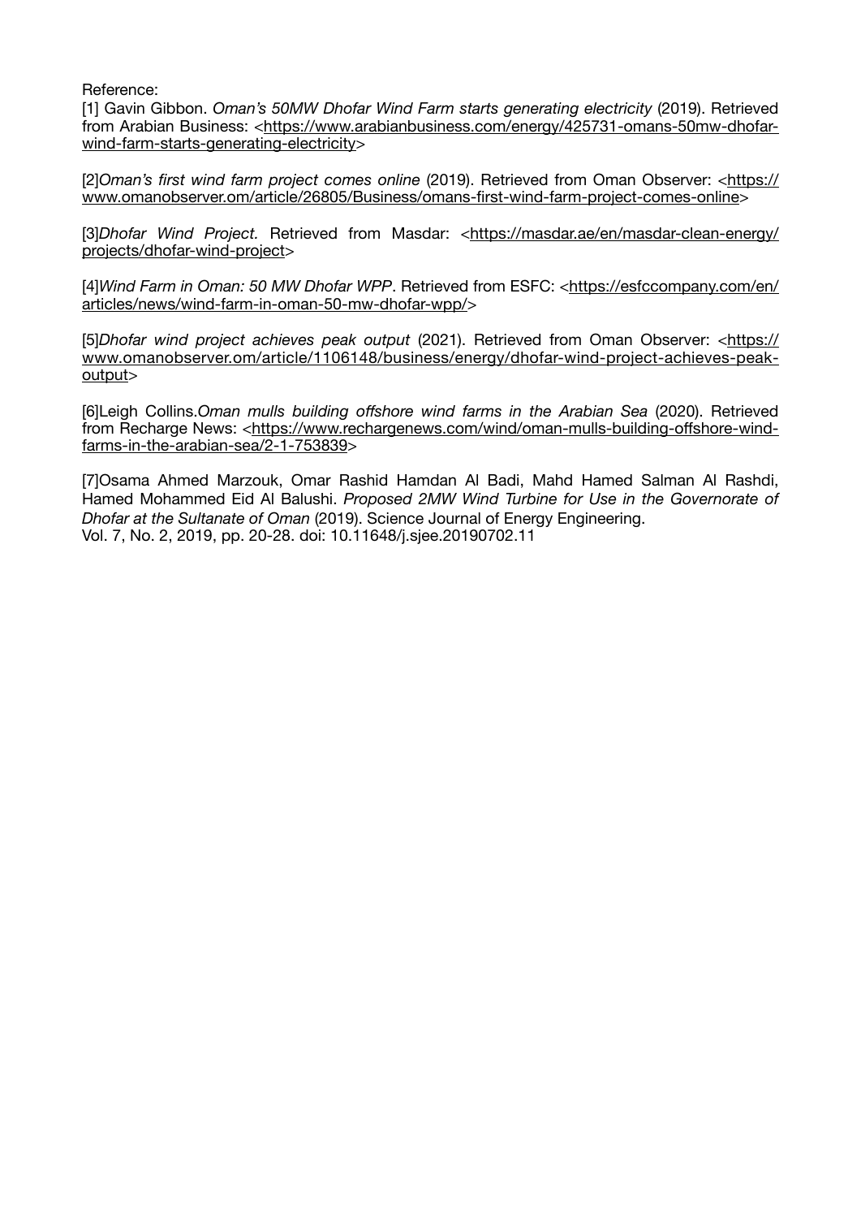Reference:

[1] Gavin Gibbon. *Oman's 50MW Dhofar Wind Farm starts generating electricity* (2019). Retrieved from Arabian Business: <https://www.arabianbusiness.com/energy/425731-omans-50mw-dhofar-wind-farm-starts-generating-electricity>

[2]*Oman's first wind farm project comes online* (2019). Retrieved from Oman Observer: <https://www.omanobserver.om/article/26805/Business/omans-first-wind-farm-project-comes-online>

[3]*Dhofar Wind Project.* Retrieved from Masdar: <https://masdar.ae/en/masdar-clean-energy/projects/dhofar-wind-project>

[4]*Wind Farm in Oman: 50 MW Dhofar WPP*. Retrieved from ESFC: <https://esfccompany.com/en/articles/news/wind-farm-in-oman-50-mw-dhofar-wpp/>

[5]*Dhofar wind project achieves peak output* (2021). Retrieved from Oman Observer: <https://www.omanobserver.om/article/1106148/business/energy/dhofar-wind-project-achieves-peak-output>

[6]Leigh Collins.*Oman mulls building offshore wind farms in the Arabian Sea* (2020). Retrieved from Recharge News: <https://www.rechargenews.com/wind/oman-mulls-building-offshore-wind-farms-in-the-arabian-sea/2-1-753839>

[7]Osama Ahmed Marzouk, Omar Rashid Hamdan Al Badi, Mahd Hamed Salman Al Rashdi, Hamed Mohammed Eid Al Balushi. *Proposed 2MW Wind Turbine for Use in the Governorate of Dhofar at the Sultanate of Oman* (2019). Science Journal of Energy Engineering. Vol. 7, No. 2, 2019, pp. 20-28. doi: 10.11648/j.sjee.20190702.11